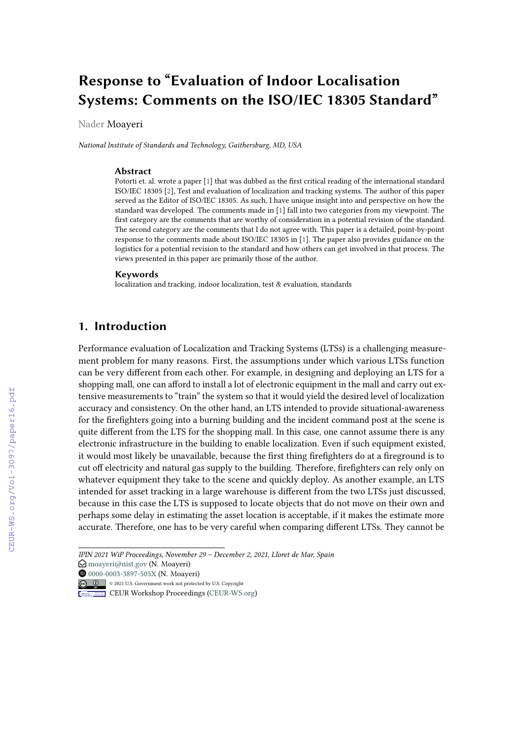# Response to "Evaluation of Indoor Localisation Systems: Comments on the ISO/IEC 18305 Standard"

Nader Moayeri

*National Institute of Standards and Technology, Gaithersburg, MD, USA*

### Abstract

Potorti et. al. wrote a paper [1] that was dubbed as the first critical reading of the international standard ISO/IEC 18305 [2], Test and evaluation of localization and tracking systems. The author of this paper served as the Editor of ISO/IEC 18305. As such, I have unique insight into and perspective on how the standard was developed. The comments made in [1] fall into two categories from my viewpoint. The first category are the comments that are worthy of consideration in a potential revision of the standard. The second category are the comments that I do not agree with. This paper is a detailed, point-by-point response to the comments made about ISO/IEC 18305 in [1]. The paper also provides guidance on the logistics for a potential revision to the standard and how others can get involved in that process. The views presented in this paper are primarily those of the author.

### Keywords

localization and tracking, indoor localization, test & evaluation, standards

## 1. Introduction

Performance evaluation of Localization and Tracking Systems (LTSs) is a challenging measurement problem for many reasons. First, the assumptions under which various LTSs function can be very different from each other. For example, in designing and deploying an LTS for a shopping mall, one can afford to install a lot of electronic equipment in the mall and carry out extensive measurements to "train" the system so that it would yield the desired level of localization accuracy and consistency. On the other hand, an LTS intended to provide situational-awareness for the firefighters going into a burning building and the incident command post at the scene is quite different from the LTS for the shopping mall. In this case, one cannot assume there is any electronic infrastructure in the building to enable localization. Even if such equipment existed, it would most likely be unavailable, because the first thing firefighters do at a fireground is to cut off electricity and natural gas supply to the building. Therefore, firefighters can rely only on whatever equipment they take to the scene and quickly deploy. As another example, an LTS intended for asset tracking in a large warehouse is different from the two LTSs just discussed, because in this case the LTS is supposed to locate objects that do not move on their own and perhaps some delay in estimating the asset location is acceptable, if it makes the estimate more accurate. Therefore, one has to be very careful when comparing different LTSs. They cannot be

---

*IPIN 2021 WiP Proceedings, November 29 – December 2, 2021, Lloret de Mar, Spain*
moayeri@nist.gov (N. Moayeri)
0000-0003-3897-505X (N. Moayeri)
© 2021 U.S. Government work not protected by U.S. Copyright
CEUR Workshop Proceedings (CEUR-WS.org)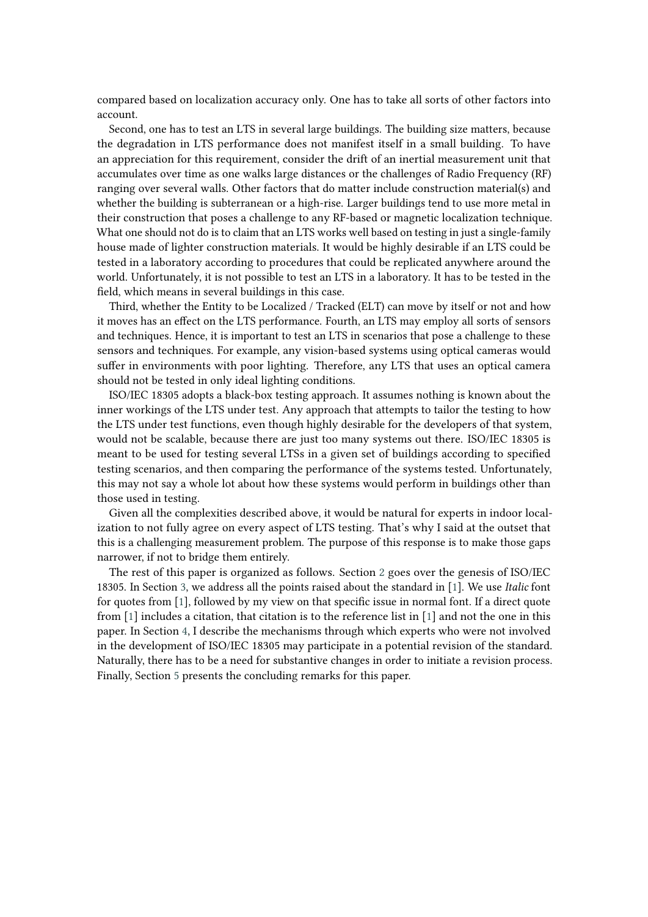compared based on localization accuracy only. One has to take all sorts of other factors into account.

Second, one has to test an LTS in several large buildings. The building size matters, because the degradation in LTS performance does not manifest itself in a small building. To have an appreciation for this requirement, consider the drift of an inertial measurement unit that accumulates over time as one walks large distances or the challenges of Radio Frequency (RF) ranging over several walls. Other factors that do matter include construction material(s) and whether the building is subterranean or a high-rise. Larger buildings tend to use more metal in their construction that poses a challenge to any RF-based or magnetic localization technique. What one should not do is to claim that an LTS works well based on testing in just a single-family house made of lighter construction materials. It would be highly desirable if an LTS could be tested in a laboratory according to procedures that could be replicated anywhere around the world. Unfortunately, it is not possible to test an LTS in a laboratory. It has to be tested in the field, which means in several buildings in this case.

Third, whether the Entity to be Localized / Tracked (ELT) can move by itself or not and how it moves has an effect on the LTS performance. Fourth, an LTS may employ all sorts of sensors and techniques. Hence, it is important to test an LTS in scenarios that pose a challenge to these sensors and techniques. For example, any vision-based systems using optical cameras would suffer in environments with poor lighting. Therefore, any LTS that uses an optical camera should not be tested in only ideal lighting conditions.

ISO/IEC 18305 adopts a black-box testing approach. It assumes nothing is known about the inner workings of the LTS under test. Any approach that attempts to tailor the testing to how the LTS under test functions, even though highly desirable for the developers of that system, would not be scalable, because there are just too many systems out there. ISO/IEC 18305 is meant to be used for testing several LTSs in a given set of buildings according to specified testing scenarios, and then comparing the performance of the systems tested. Unfortunately, this may not say a whole lot about how these systems would perform in buildings other than those used in testing.

Given all the complexities described above, it would be natural for experts in indoor localization to not fully agree on every aspect of LTS testing. That's why I said at the outset that this is a challenging measurement problem. The purpose of this response is to make those gaps narrower, if not to bridge them entirely.

The rest of this paper is organized as follows. Section 2 goes over the genesis of ISO/IEC 18305. In Section 3, we address all the points raised about the standard in [1]. We use *Italic* font for quotes from [1], followed by my view on that specific issue in normal font. If a direct quote from [1] includes a citation, that citation is to the reference list in [1] and not the one in this paper. In Section 4, I describe the mechanisms through which experts who were not involved in the development of ISO/IEC 18305 may participate in a potential revision of the standard. Naturally, there has to be a need for substantive changes in order to initiate a revision process. Finally, Section 5 presents the concluding remarks for this paper.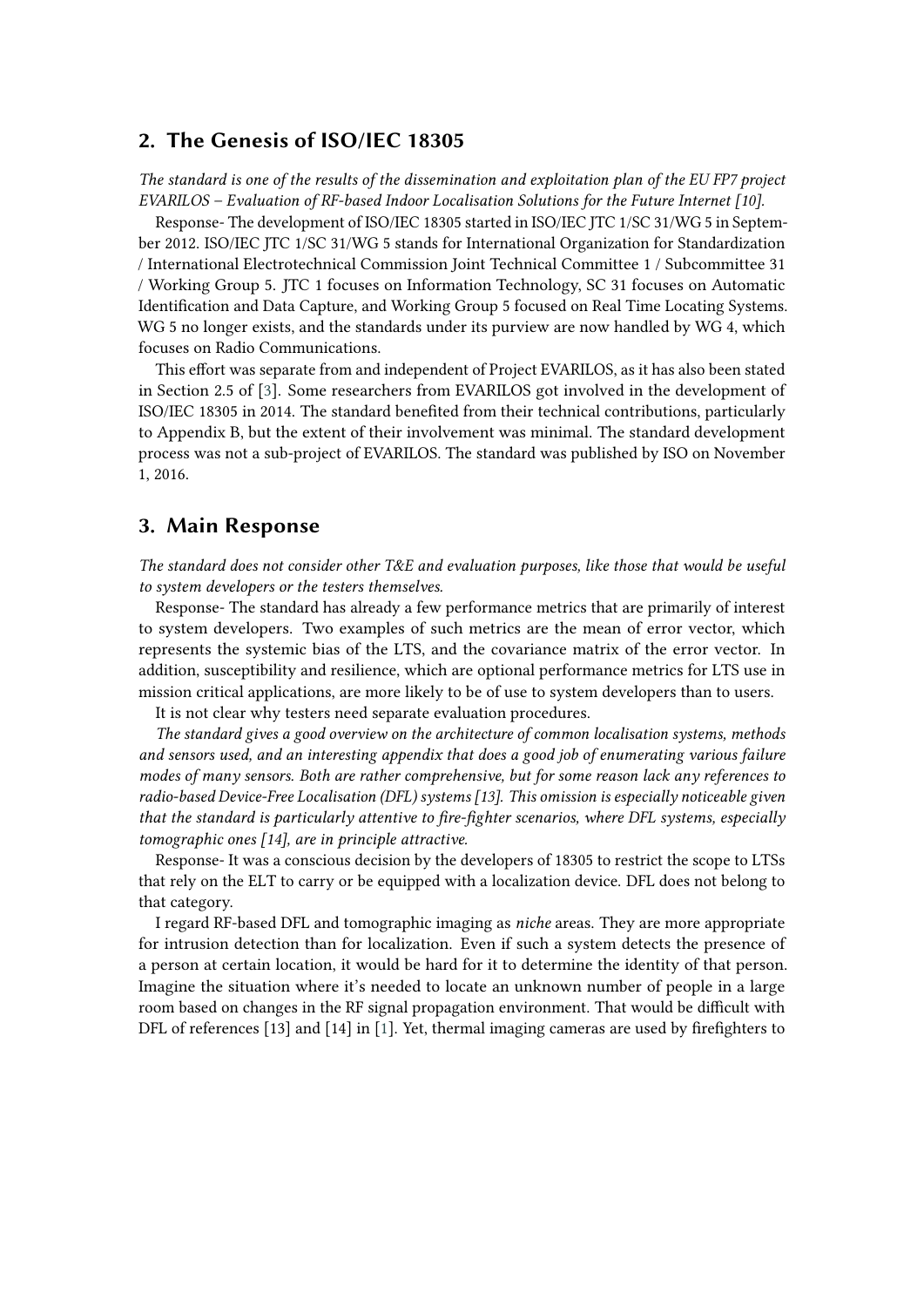## 2. The Genesis of ISO/IEC 18305

*The standard is one of the results of the dissemination and exploitation plan of the EU FP7 project EVARILOS – Evaluation of RF-based Indoor Localisation Solutions for the Future Internet [10].*

Response- The development of ISO/IEC 18305 started in ISO/IEC JTC 1/SC 31/WG 5 in September 2012. ISO/IEC JTC 1/SC 31/WG 5 stands for International Organization for Standardization / International Electrotechnical Commission Joint Technical Committee 1 / Subcommittee 31 / Working Group 5. JTC 1 focuses on Information Technology, SC 31 focuses on Automatic Identification and Data Capture, and Working Group 5 focused on Real Time Locating Systems. WG 5 no longer exists, and the standards under its purview are now handled by WG 4, which focuses on Radio Communications.

This effort was separate from and independent of Project EVARILOS, as it has also been stated in Section 2.5 of [3]. Some researchers from EVARILOS got involved in the development of ISO/IEC 18305 in 2014. The standard benefited from their technical contributions, particularly to Appendix B, but the extent of their involvement was minimal. The standard development process was not a sub-project of EVARILOS. The standard was published by ISO on November 1, 2016.

## 3. Main Response

*The standard does not consider other T&E and evaluation purposes, like those that would be useful to system developers or the testers themselves.*

Response- The standard has already a few performance metrics that are primarily of interest to system developers. Two examples of such metrics are the mean of error vector, which represents the systemic bias of the LTS, and the covariance matrix of the error vector. In addition, susceptibility and resilience, which are optional performance metrics for LTS use in mission critical applications, are more likely to be of use to system developers than to users.

It is not clear why testers need separate evaluation procedures.

*The standard gives a good overview on the architecture of common localisation systems, methods and sensors used, and an interesting appendix that does a good job of enumerating various failure modes of many sensors. Both are rather comprehensive, but for some reason lack any references to radio-based Device-Free Localisation (DFL) systems [13]. This omission is especially noticeable given that the standard is particularly attentive to fire-fighter scenarios, where DFL systems, especially tomographic ones [14], are in principle attractive.*

Response- It was a conscious decision by the developers of 18305 to restrict the scope to LTSs that rely on the ELT to carry or be equipped with a localization device. DFL does not belong to that category.

I regard RF-based DFL and tomographic imaging as *niche* areas. They are more appropriate for intrusion detection than for localization. Even if such a system detects the presence of a person at certain location, it would be hard for it to determine the identity of that person. Imagine the situation where it's needed to locate an unknown number of people in a large room based on changes in the RF signal propagation environment. That would be difficult with DFL of references [13] and [14] in [1]. Yet, thermal imaging cameras are used by firefighters to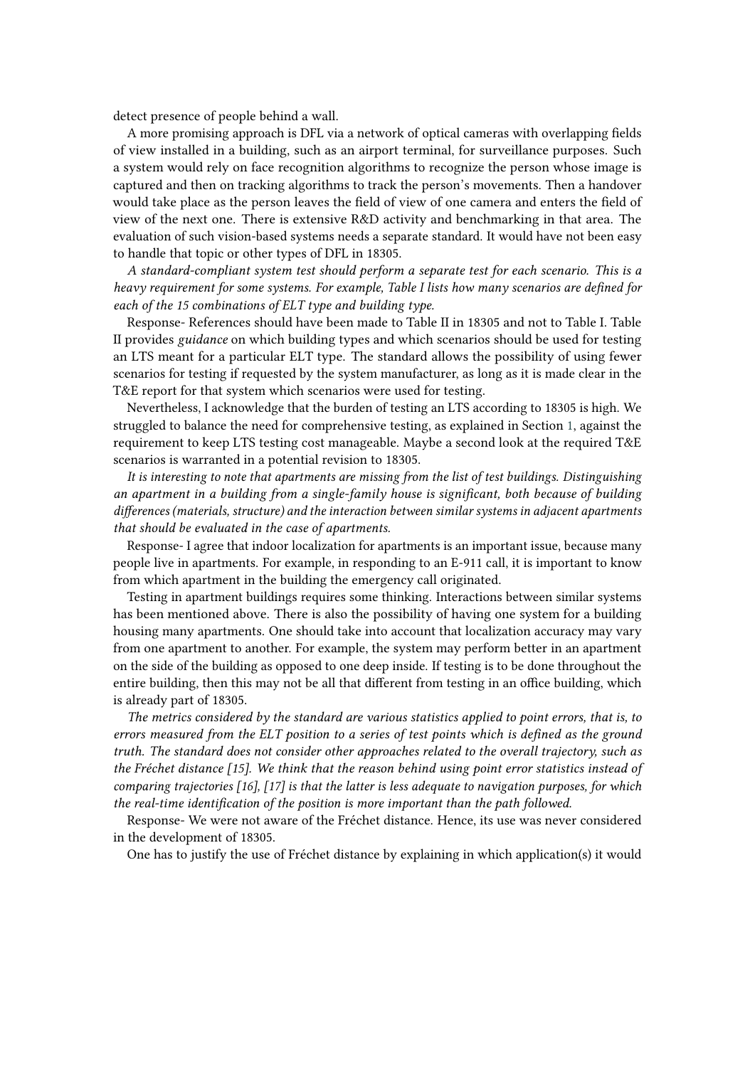detect presence of people behind a wall.

A more promising approach is DFL via a network of optical cameras with overlapping fields of view installed in a building, such as an airport terminal, for surveillance purposes. Such a system would rely on face recognition algorithms to recognize the person whose image is captured and then on tracking algorithms to track the person's movements. Then a handover would take place as the person leaves the field of view of one camera and enters the field of view of the next one. There is extensive R&D activity and benchmarking in that area. The evaluation of such vision-based systems needs a separate standard. It would have not been easy to handle that topic or other types of DFL in 18305.

*A standard-compliant system test should perform a separate test for each scenario. This is a heavy requirement for some systems. For example, Table I lists how many scenarios are defined for each of the 15 combinations of ELT type and building type.*

Response- References should have been made to Table II in 18305 and not to Table I. Table II provides *guidance* on which building types and which scenarios should be used for testing an LTS meant for a particular ELT type. The standard allows the possibility of using fewer scenarios for testing if requested by the system manufacturer, as long as it is made clear in the T&E report for that system which scenarios were used for testing.

Nevertheless, I acknowledge that the burden of testing an LTS according to 18305 is high. We struggled to balance the need for comprehensive testing, as explained in Section 1, against the requirement to keep LTS testing cost manageable. Maybe a second look at the required T&E scenarios is warranted in a potential revision to 18305.

*It is interesting to note that apartments are missing from the list of test buildings. Distinguishing an apartment in a building from a single-family house is significant, both because of building differences (materials, structure) and the interaction between similar systems in adjacent apartments that should be evaluated in the case of apartments.*

Response- I agree that indoor localization for apartments is an important issue, because many people live in apartments. For example, in responding to an E-911 call, it is important to know from which apartment in the building the emergency call originated.

Testing in apartment buildings requires some thinking. Interactions between similar systems has been mentioned above. There is also the possibility of having one system for a building housing many apartments. One should take into account that localization accuracy may vary from one apartment to another. For example, the system may perform better in an apartment on the side of the building as opposed to one deep inside. If testing is to be done throughout the entire building, then this may not be all that different from testing in an office building, which is already part of 18305.

*The metrics considered by the standard are various statistics applied to point errors, that is, to errors measured from the ELT position to a series of test points which is defined as the ground truth. The standard does not consider other approaches related to the overall trajectory, such as the Fréchet distance [15]. We think that the reason behind using point error statistics instead of comparing trajectories [16], [17] is that the latter is less adequate to navigation purposes, for which the real-time identification of the position is more important than the path followed.*

Response- We were not aware of the Fréchet distance. Hence, its use was never considered in the development of 18305.

One has to justify the use of Fréchet distance by explaining in which application(s) it would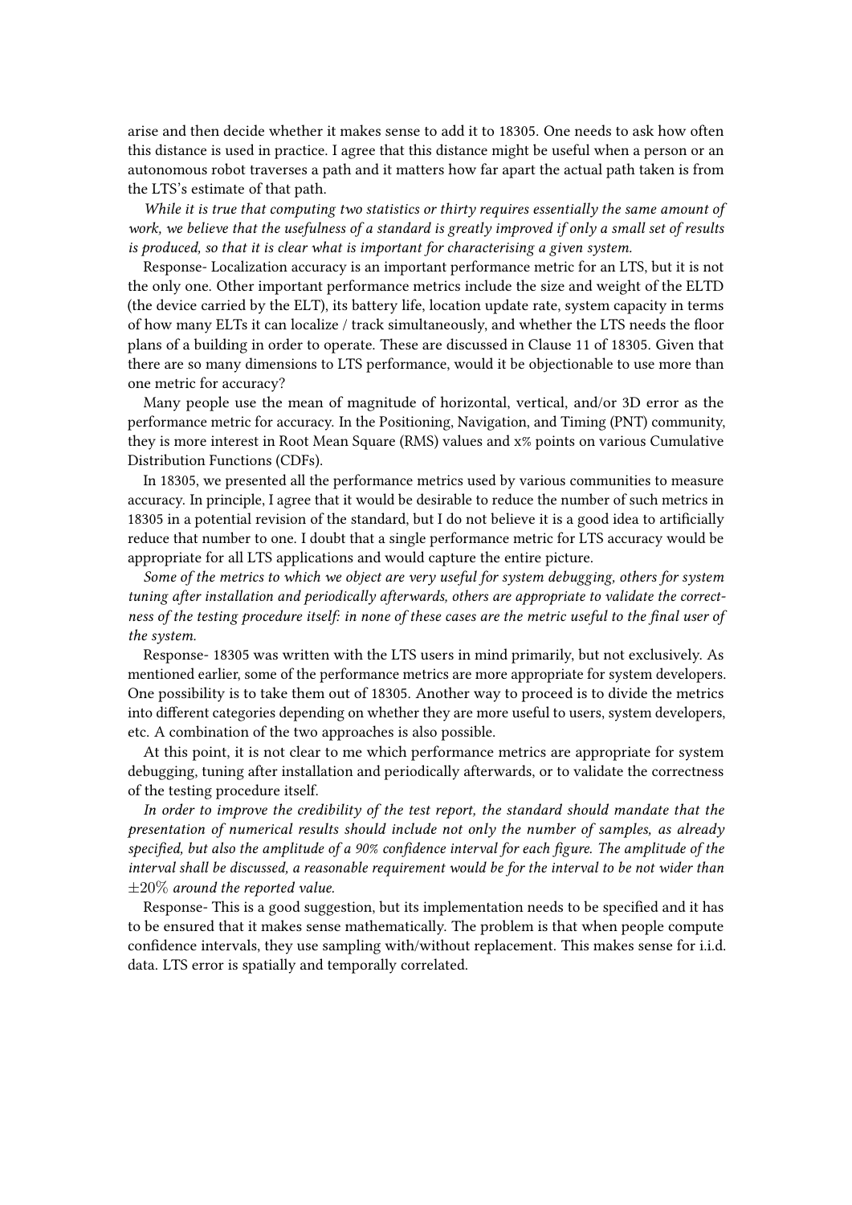arise and then decide whether it makes sense to add it to 18305. One needs to ask how often this distance is used in practice. I agree that this distance might be useful when a person or an autonomous robot traverses a path and it matters how far apart the actual path taken is from the LTS's estimate of that path.

*While it is true that computing two statistics or thirty requires essentially the same amount of work, we believe that the usefulness of a standard is greatly improved if only a small set of results is produced, so that it is clear what is important for characterising a given system.*

Response- Localization accuracy is an important performance metric for an LTS, but it is not the only one. Other important performance metrics include the size and weight of the ELTD (the device carried by the ELT), its battery life, location update rate, system capacity in terms of how many ELTs it can localize / track simultaneously, and whether the LTS needs the floor plans of a building in order to operate. These are discussed in Clause 11 of 18305. Given that there are so many dimensions to LTS performance, would it be objectionable to use more than one metric for accuracy?

Many people use the mean of magnitude of horizontal, vertical, and/or 3D error as the performance metric for accuracy. In the Positioning, Navigation, and Timing (PNT) community, they is more interest in Root Mean Square (RMS) values and x% points on various Cumulative Distribution Functions (CDFs).

In 18305, we presented all the performance metrics used by various communities to measure accuracy. In principle, I agree that it would be desirable to reduce the number of such metrics in 18305 in a potential revision of the standard, but I do not believe it is a good idea to artificially reduce that number to one. I doubt that a single performance metric for LTS accuracy would be appropriate for all LTS applications and would capture the entire picture.

*Some of the metrics to which we object are very useful for system debugging, others for system tuning after installation and periodically afterwards, others are appropriate to validate the correctness of the testing procedure itself: in none of these cases are the metric useful to the final user of the system.*

Response- 18305 was written with the LTS users in mind primarily, but not exclusively. As mentioned earlier, some of the performance metrics are more appropriate for system developers. One possibility is to take them out of 18305. Another way to proceed is to divide the metrics into different categories depending on whether they are more useful to users, system developers, etc. A combination of the two approaches is also possible.

At this point, it is not clear to me which performance metrics are appropriate for system debugging, tuning after installation and periodically afterwards, or to validate the correctness of the testing procedure itself.

*In order to improve the credibility of the test report, the standard should mandate that the presentation of numerical results should include not only the number of samples, as already specified, but also the amplitude of a 90% confidence interval for each figure. The amplitude of the interval shall be discussed, a reasonable requirement would be for the interval to be not wider than* $\pm 20\%$ *around the reported value.*

Response- This is a good suggestion, but its implementation needs to be specified and it has to be ensured that it makes sense mathematically. The problem is that when people compute confidence intervals, they use sampling with/without replacement. This makes sense for i.i.d. data. LTS error is spatially and temporally correlated.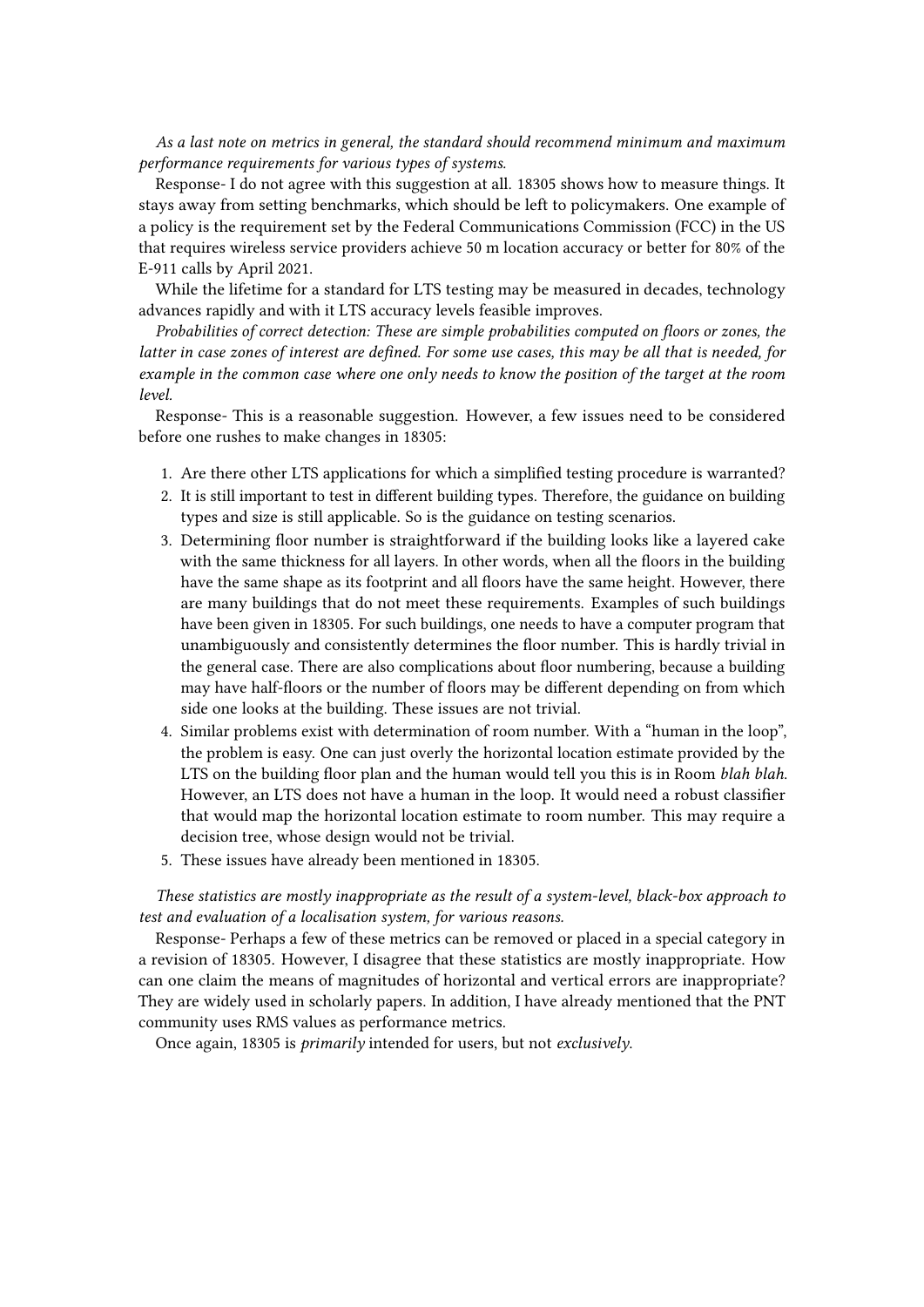*As a last note on metrics in general, the standard should recommend minimum and maximum performance requirements for various types of systems.*

Response- I do not agree with this suggestion at all. 18305 shows how to measure things. It stays away from setting benchmarks, which should be left to policymakers. One example of a policy is the requirement set by the Federal Communications Commission (FCC) in the US that requires wireless service providers achieve 50 m location accuracy or better for 80% of the E-911 calls by April 2021.

While the lifetime for a standard for LTS testing may be measured in decades, technology advances rapidly and with it LTS accuracy levels feasible improves.

*Probabilities of correct detection: These are simple probabilities computed on floors or zones, the latter in case zones of interest are defined. For some use cases, this may be all that is needed, for example in the common case where one only needs to know the position of the target at the room level.*

Response- This is a reasonable suggestion. However, a few issues need to be considered before one rushes to make changes in 18305:

1. Are there other LTS applications for which a simplified testing procedure is warranted?
2. It is still important to test in different building types. Therefore, the guidance on building types and size is still applicable. So is the guidance on testing scenarios.
3. Determining floor number is straightforward if the building looks like a layered cake with the same thickness for all layers. In other words, when all the floors in the building have the same shape as its footprint and all floors have the same height. However, there are many buildings that do not meet these requirements. Examples of such buildings have been given in 18305. For such buildings, one needs to have a computer program that unambiguously and consistently determines the floor number. This is hardly trivial in the general case. There are also complications about floor numbering, because a building may have half-floors or the number of floors may be different depending on from which side one looks at the building. These issues are not trivial.
4. Similar problems exist with determination of room number. With a "human in the loop", the problem is easy. One can just overly the horizontal location estimate provided by the LTS on the building floor plan and the human would tell you this is in Room *blah blah*. However, an LTS does not have a human in the loop. It would need a robust classifier that would map the horizontal location estimate to room number. This may require a decision tree, whose design would not be trivial.
5. These issues have already been mentioned in 18305.

*These statistics are mostly inappropriate as the result of a system-level, black-box approach to test and evaluation of a localisation system, for various reasons.*

Response- Perhaps a few of these metrics can be removed or placed in a special category in a revision of 18305. However, I disagree that these statistics are mostly inappropriate. How can one claim the means of magnitudes of horizontal and vertical errors are inappropriate? They are widely used in scholarly papers. In addition, I have already mentioned that the PNT community uses RMS values as performance metrics.

Once again, 18305 is *primarily* intended for users, but not *exclusively*.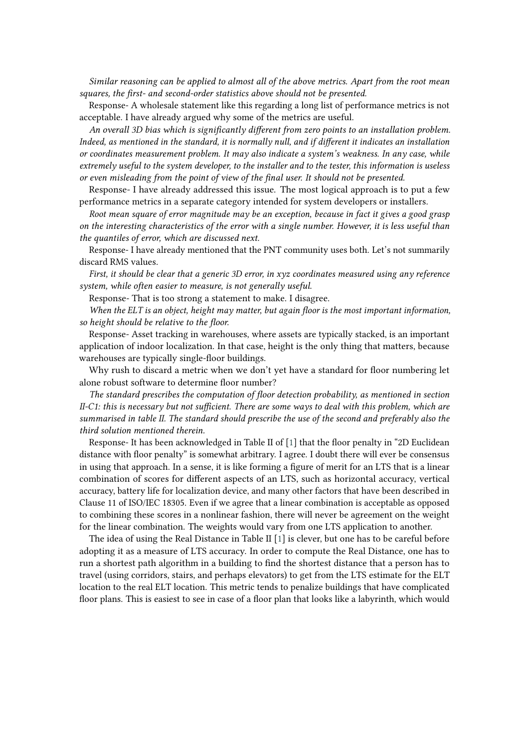*Similar reasoning can be applied to almost all of the above metrics. Apart from the root mean squares, the first- and second-order statistics above should not be presented.*

Response- A wholesale statement like this regarding a long list of performance metrics is not acceptable. I have already argued why some of the metrics are useful.

*An overall 3D bias which is significantly different from zero points to an installation problem. Indeed, as mentioned in the standard, it is normally null, and if different it indicates an installation or coordinates measurement problem. It may also indicate a system's weakness. In any case, while extremely useful to the system developer, to the installer and to the tester, this information is useless or even misleading from the point of view of the final user. It should not be presented.*

Response- I have already addressed this issue. The most logical approach is to put a few performance metrics in a separate category intended for system developers or installers.

*Root mean square of error magnitude may be an exception, because in fact it gives a good grasp on the interesting characteristics of the error with a single number. However, it is less useful than the quantiles of error, which are discussed next.*

Response- I have already mentioned that the PNT community uses both. Let's not summarily discard RMS values.

*First, it should be clear that a generic 3D error, in xyz coordinates measured using any reference system, while often easier to measure, is not generally useful.*

Response- That is too strong a statement to make. I disagree.

*When the ELT is an object, height may matter, but again floor is the most important information, so height should be relative to the floor.*

Response- Asset tracking in warehouses, where assets are typically stacked, is an important application of indoor localization. In that case, height is the only thing that matters, because warehouses are typically single-floor buildings.

Why rush to discard a metric when we don't yet have a standard for floor numbering let alone robust software to determine floor number?

*The standard prescribes the computation of floor detection probability, as mentioned in section II-C1: this is necessary but not sufficient. There are some ways to deal with this problem, which are summarised in table II. The standard should prescribe the use of the second and preferably also the third solution mentioned therein.*

Response- It has been acknowledged in Table II of [1] that the floor penalty in "2D Euclidean distance with floor penalty" is somewhat arbitrary. I agree. I doubt there will ever be consensus in using that approach. In a sense, it is like forming a figure of merit for an LTS that is a linear combination of scores for different aspects of an LTS, such as horizontal accuracy, vertical accuracy, battery life for localization device, and many other factors that have been described in Clause 11 of ISO/IEC 18305. Even if we agree that a linear combination is acceptable as opposed to combining these scores in a nonlinear fashion, there will never be agreement on the weight for the linear combination. The weights would vary from one LTS application to another.

The idea of using the Real Distance in Table II [1] is clever, but one has to be careful before adopting it as a measure of LTS accuracy. In order to compute the Real Distance, one has to run a shortest path algorithm in a building to find the shortest distance that a person has to travel (using corridors, stairs, and perhaps elevators) to get from the LTS estimate for the ELT location to the real ELT location. This metric tends to penalize buildings that have complicated floor plans. This is easiest to see in case of a floor plan that looks like a labyrinth, which would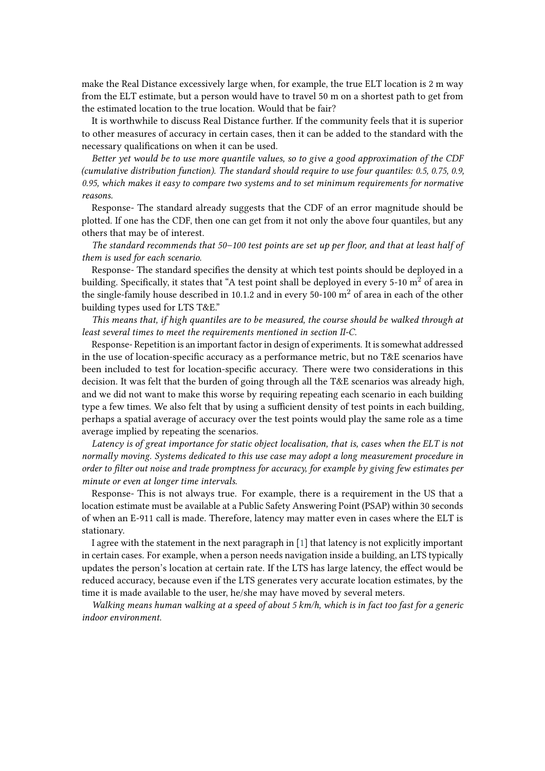make the Real Distance excessively large when, for example, the true ELT location is 2 m way from the ELT estimate, but a person would have to travel 50 m on a shortest path to get from the estimated location to the true location. Would that be fair?

It is worthwhile to discuss Real Distance further. If the community feels that it is superior to other measures of accuracy in certain cases, then it can be added to the standard with the necessary qualifications on when it can be used.

*Better yet would be to use more quantile values, so to give a good approximation of the CDF (cumulative distribution function). The standard should require to use four quantiles: 0.5, 0.75, 0.9, 0.95, which makes it easy to compare two systems and to set minimum requirements for normative reasons.*

Response- The standard already suggests that the CDF of an error magnitude should be plotted. If one has the CDF, then one can get from it not only the above four quantiles, but any others that may be of interest.

*The standard recommends that 50–100 test points are set up per floor, and that at least half of them is used for each scenario.*

Response- The standard specifies the density at which test points should be deployed in a building. Specifically, it states that "A test point shall be deployed in every 5-10 $m^2$ of area in the single-family house described in 10.1.2 and in every 50-100 $m^2$ of area in each of the other building types used for LTS T&E."

*This means that, if high quantiles are to be measured, the course should be walked through at least several times to meet the requirements mentioned in section II-C.*

Response- Repetition is an important factor in design of experiments. It is somewhat addressed in the use of location-specific accuracy as a performance metric, but no T&E scenarios have been included to test for location-specific accuracy. There were two considerations in this decision. It was felt that the burden of going through all the T&E scenarios was already high, and we did not want to make this worse by requiring repeating each scenario in each building type a few times. We also felt that by using a sufficient density of test points in each building, perhaps a spatial average of accuracy over the test points would play the same role as a time average implied by repeating the scenarios.

*Latency is of great importance for static object localisation, that is, cases when the ELT is not normally moving. Systems dedicated to this use case may adopt a long measurement procedure in order to filter out noise and trade promptness for accuracy, for example by giving few estimates per minute or even at longer time intervals.*

Response- This is not always true. For example, there is a requirement in the US that a location estimate must be available at a Public Safety Answering Point (PSAP) within 30 seconds of when an E-911 call is made. Therefore, latency may matter even in cases where the ELT is stationary.

I agree with the statement in the next paragraph in [1] that latency is not explicitly important in certain cases. For example, when a person needs navigation inside a building, an LTS typically updates the person's location at certain rate. If the LTS has large latency, the effect would be reduced accuracy, because even if the LTS generates very accurate location estimates, by the time it is made available to the user, he/she may have moved by several meters.

*Walking means human walking at a speed of about 5 km/h, which is in fact too fast for a generic indoor environment.*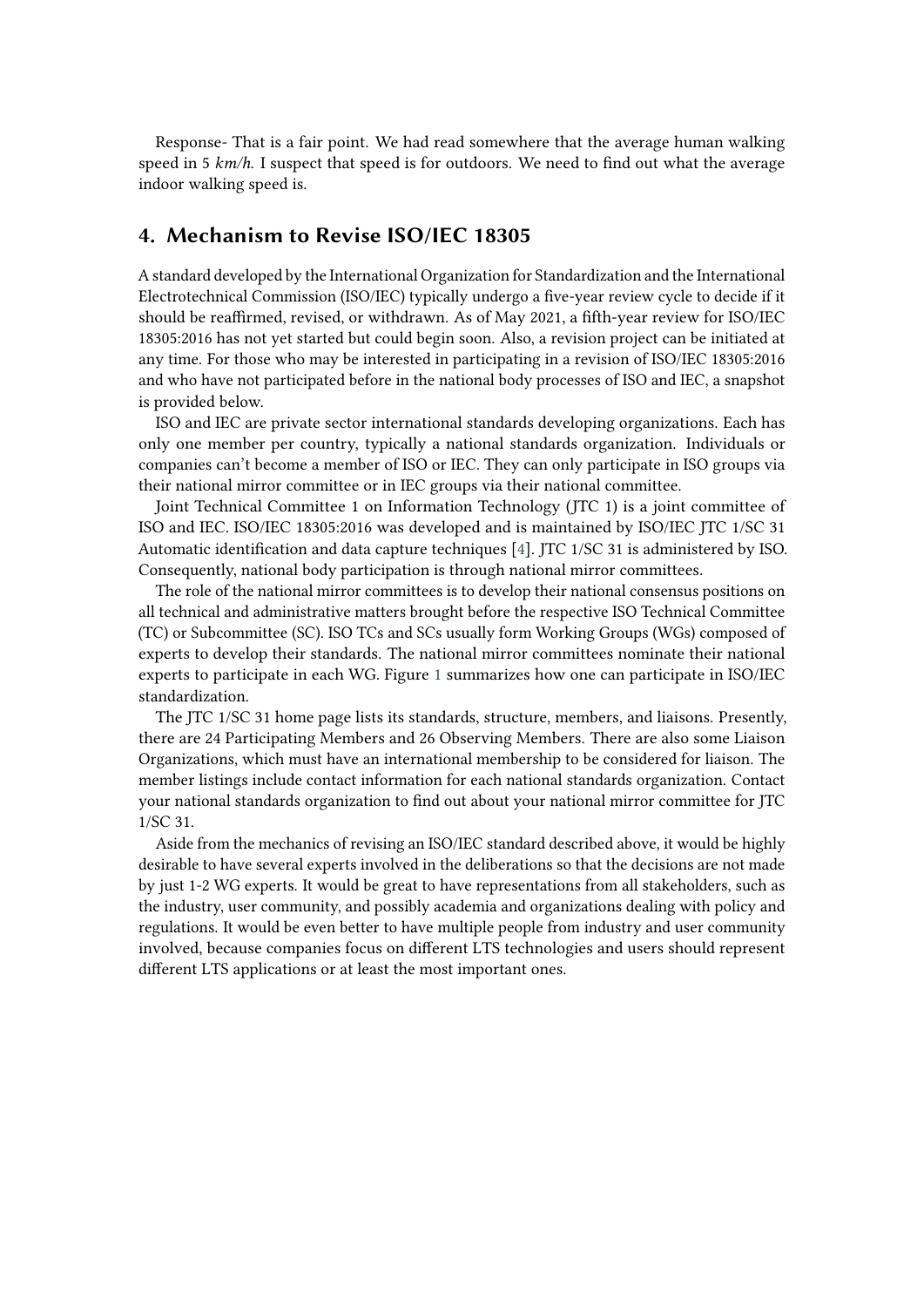Response- That is a fair point. We had read somewhere that the average human walking speed in 5 *km/h*. I suspect that speed is for outdoors. We need to find out what the average indoor walking speed is.

## 4. Mechanism to Revise ISO/IEC 18305

A standard developed by the International Organization for Standardization and the International Electrotechnical Commission (ISO/IEC) typically undergo a five-year review cycle to decide if it should be reaffirmed, revised, or withdrawn. As of May 2021, a fifth-year review for ISO/IEC 18305:2016 has not yet started but could begin soon. Also, a revision project can be initiated at any time. For those who may be interested in participating in a revision of ISO/IEC 18305:2016 and who have not participated before in the national body processes of ISO and IEC, a snapshot is provided below.

ISO and IEC are private sector international standards developing organizations. Each has only one member per country, typically a national standards organization. Individuals or companies can't become a member of ISO or IEC. They can only participate in ISO groups via their national mirror committee or in IEC groups via their national committee.

Joint Technical Committee 1 on Information Technology (JTC 1) is a joint committee of ISO and IEC. ISO/IEC 18305:2016 was developed and is maintained by ISO/IEC JTC 1/SC 31 Automatic identification and data capture techniques [4]. JTC 1/SC 31 is administered by ISO. Consequently, national body participation is through national mirror committees.

The role of the national mirror committees is to develop their national consensus positions on all technical and administrative matters brought before the respective ISO Technical Committee (TC) or Subcommittee (SC). ISO TCs and SCs usually form Working Groups (WGs) composed of experts to develop their standards. The national mirror committees nominate their national experts to participate in each WG. Figure 1 summarizes how one can participate in ISO/IEC standardization.

The JTC 1/SC 31 home page lists its standards, structure, members, and liaisons. Presently, there are 24 Participating Members and 26 Observing Members. There are also some Liaison Organizations, which must have an international membership to be considered for liaison. The member listings include contact information for each national standards organization. Contact your national standards organization to find out about your national mirror committee for JTC 1/SC 31.

Aside from the mechanics of revising an ISO/IEC standard described above, it would be highly desirable to have several experts involved in the deliberations so that the decisions are not made by just 1-2 WG experts. It would be great to have representations from all stakeholders, such as the industry, user community, and possibly academia and organizations dealing with policy and regulations. It would be even better to have multiple people from industry and user community involved, because companies focus on different LTS technologies and users should represent different LTS applications or at least the most important ones.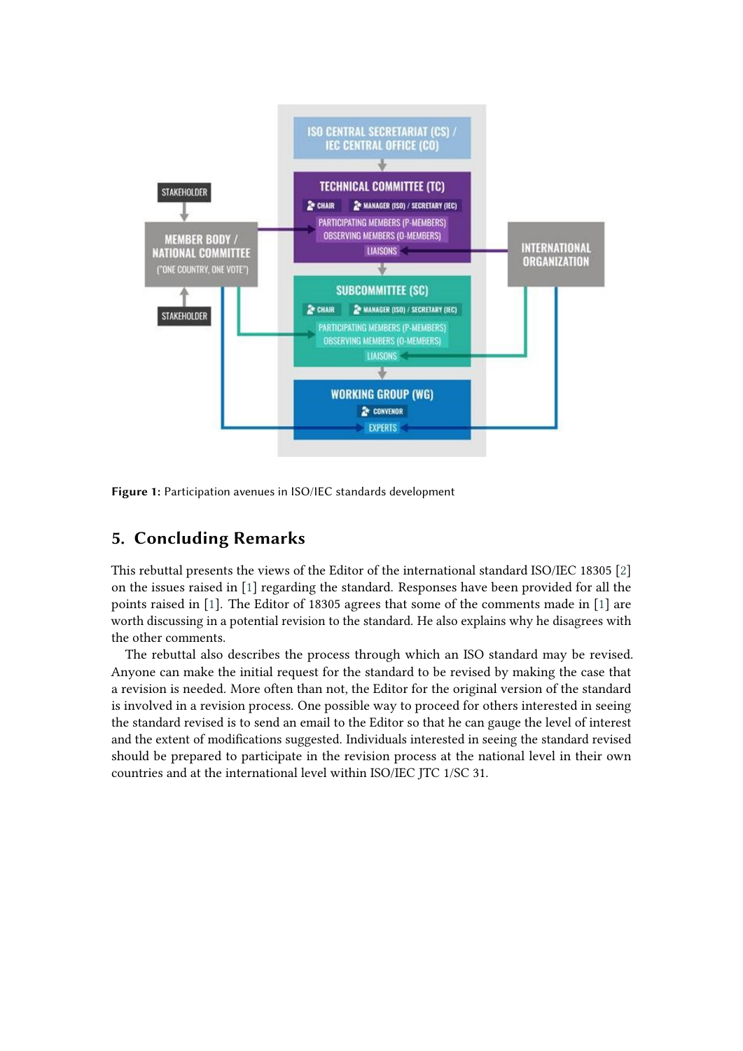**Figure 1:** Participation avenues in ISO/IEC standards development

## 5. Concluding Remarks

This rebuttal presents the views of the Editor of the international standard ISO/IEC 18305 [2] on the issues raised in [1] regarding the standard. Responses have been provided for all the points raised in [1]. The Editor of 18305 agrees that some of the comments made in [1] are worth discussing in a potential revision to the standard. He also explains why he disagrees with the other comments.

The rebuttal also describes the process through which an ISO standard may be revised. Anyone can make the initial request for the standard to be revised by making the case that a revision is needed. More often than not, the Editor for the original version of the standard is involved in a revision process. One possible way to proceed for others interested in seeing the standard revised is to send an email to the Editor so that he can gauge the level of interest and the extent of modifications suggested. Individuals interested in seeing the standard revised should be prepared to participate in the revision process at the national level in their own countries and at the international level within ISO/IEC JTC 1/SC 31.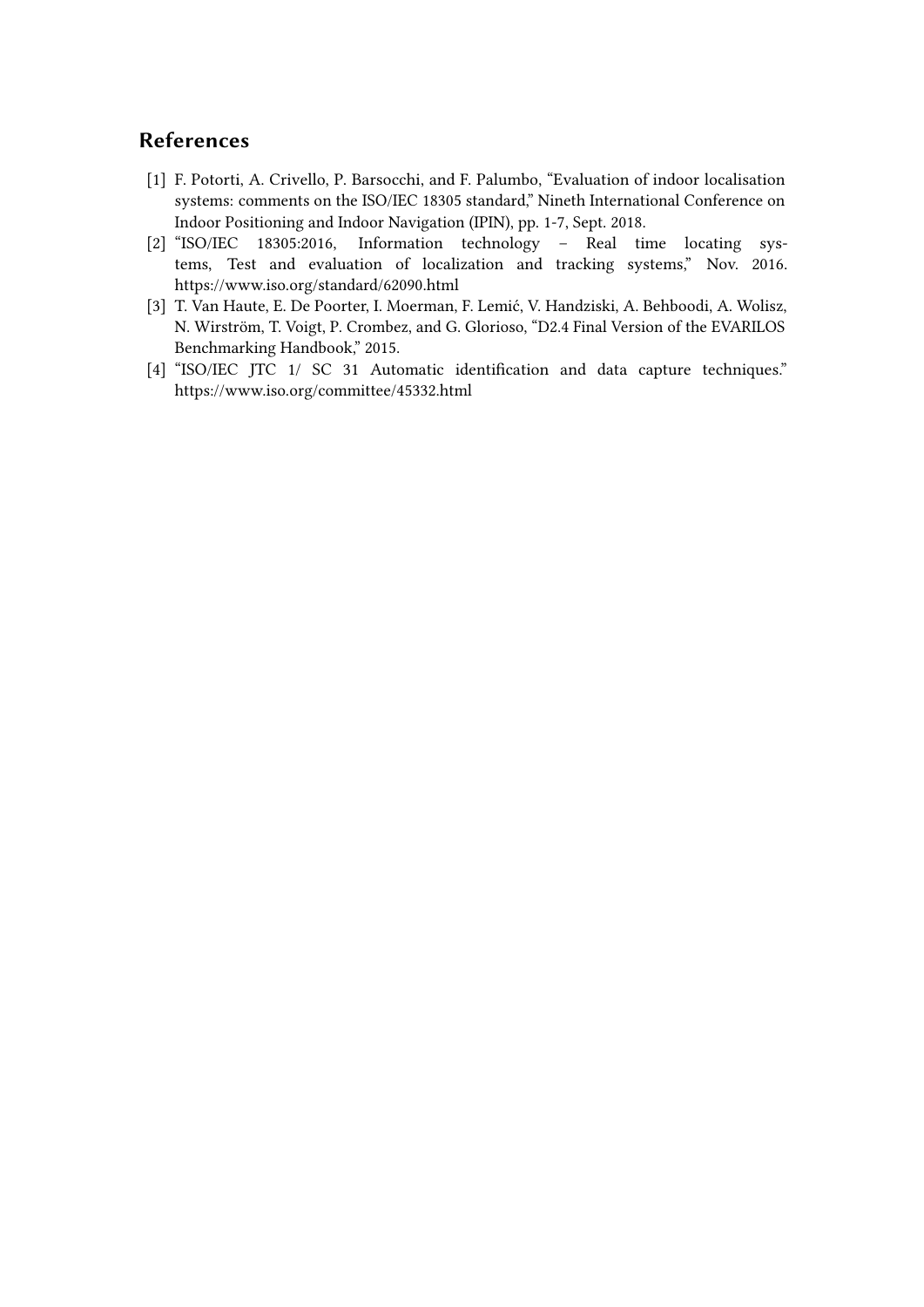## References

[1] F. Potorti, A. Crivello, P. Barsocchi, and F. Palumbo, "Evaluation of indoor localisation systems: comments on the ISO/IEC 18305 standard," Nineth International Conference on Indoor Positioning and Indoor Navigation (IPIN), pp. 1-7, Sept. 2018.

[2] "ISO/IEC 18305:2016, Information technology – Real time locating systems, Test and evaluation of localization and tracking systems," Nov. 2016. https://www.iso.org/standard/62090.html

[3] T. Van Haute, E. De Poorter, I. Moerman, F. Lemić, V. Handziski, A. Behboodi, A. Wolisz, N. Wirström, T. Voigt, P. Crombez, and G. Glorioso, "D2.4 Final Version of the EVARILOS Benchmarking Handbook," 2015.

[4] "ISO/IEC JTC 1/ SC 31 Automatic identification and data capture techniques." https://www.iso.org/committee/45332.html